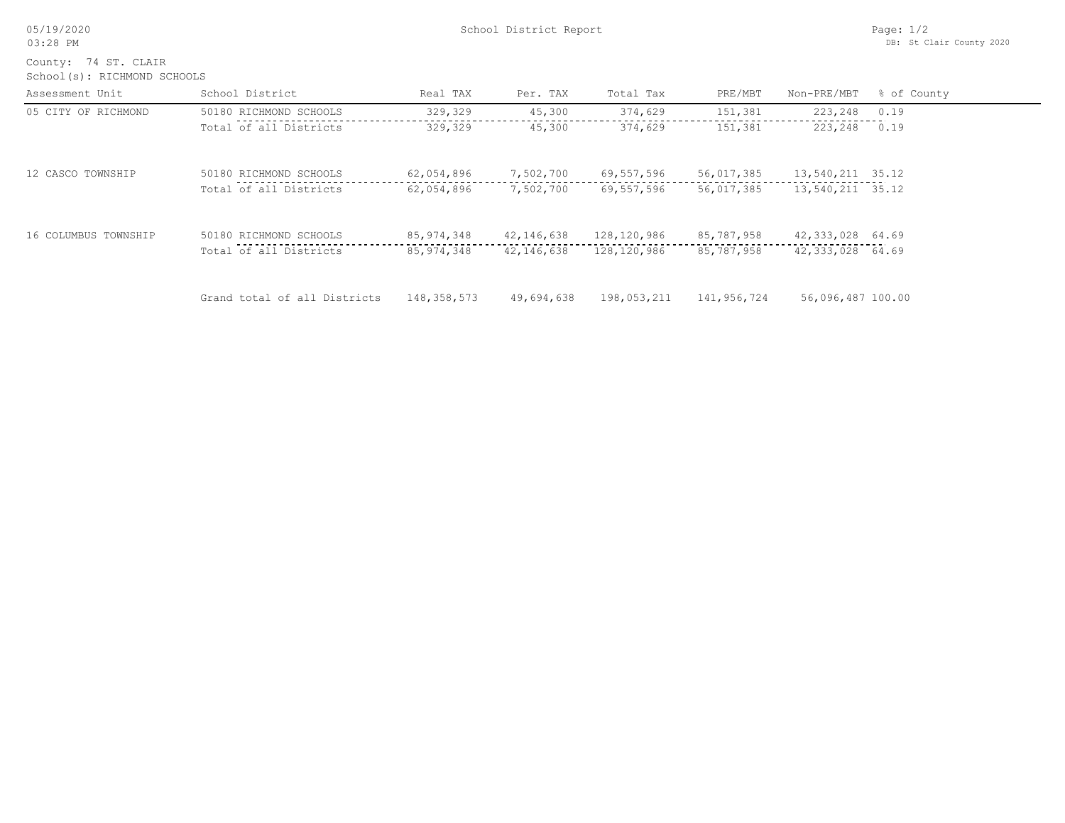# School District Report

05/19/2020
03:28 PM

DB: St Clair County 2020

County: 74 ST. CLAIR
School(s): RICHMOND SCHOOLS

| Assessment Unit | School District | Real TAX | Per. TAX | Total Tax | PRE/MBT | Non-PRE/MBT | % of County |
|---|---|---|---|---|---|---|---|
| 05 CITY OF RICHMOND | 50180 RICHMOND SCHOOLS | 329,329 | 45,300 | 374,629 | 151,381 | 223,248 | 0.19 |
| | Total of all Districts | 329,329 | 45,300 | 374,629 | 151,381 | 223,248 | 0.19 |
| 12 CASCO TOWNSHIP | 50180 RICHMOND SCHOOLS | 62,054,896 | 7,502,700 | 69,557,596 | 56,017,385 | 13,540,211 | 35.12 |
| | Total of all Districts | 62,054,896 | 7,502,700 | 69,557,596 | 56,017,385 | 13,540,211 | 35.12 |
| 16 COLUMBUS TOWNSHIP | 50180 RICHMOND SCHOOLS | 85,974,348 | 42,146,638 | 128,120,986 | 85,787,958 | 42,333,028 | 64.69 |
| | Total of all Districts | 85,974,348 | 42,146,638 | 128,120,986 | 85,787,958 | 42,333,028 | 64.69 |
| | Grand total of all Districts | 148,358,573 | 49,694,638 | 198,053,211 | 141,956,724 | 56,096,487 | 100.00 |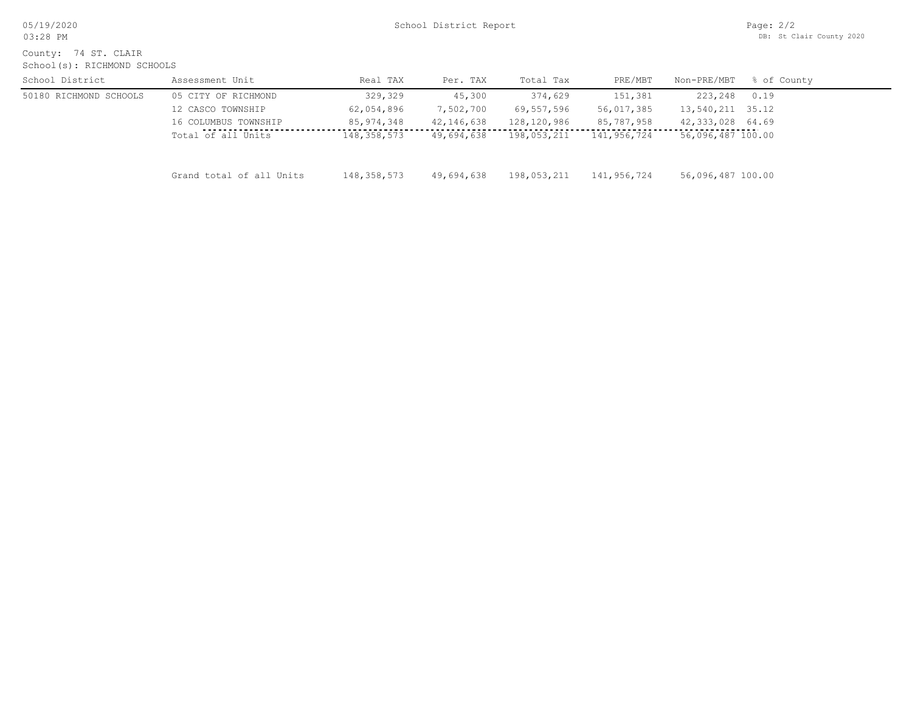County: 74 ST. CLAIR

School(s): RICHMOND SCHOOLS

| School District | Assessment Unit | Real TAX | Per. TAX | Total Tax | PRE/MBT | Non-PRE/MBT | % of County |
|---|---|---|---|---|---|---|---|
| 50180 RICHMOND SCHOOLS | 05 CITY OF RICHMOND | 329,329 | 45,300 | 374,629 | 151,381 | 223,248 | 0.19 |
| | 12 CASCO TOWNSHIP | 62,054,896 | 7,502,700 | 69,557,596 | 56,017,385 | 13,540,211 | 35.12 |
| | 16 COLUMBUS TOWNSHIP | 85,974,348 | 42,146,638 | 128,120,986 | 85,787,958 | 42,333,028 | 64.69 |
| | Total of all Units | 148,358,573 | 49,694,638 | 198,053,211 | 141,956,724 | 56,096,487 | 100.00 |
| | Grand total of all Units | 148,358,573 | 49,694,638 | 198,053,211 | 141,956,724 | 56,096,487 | 100.00 |